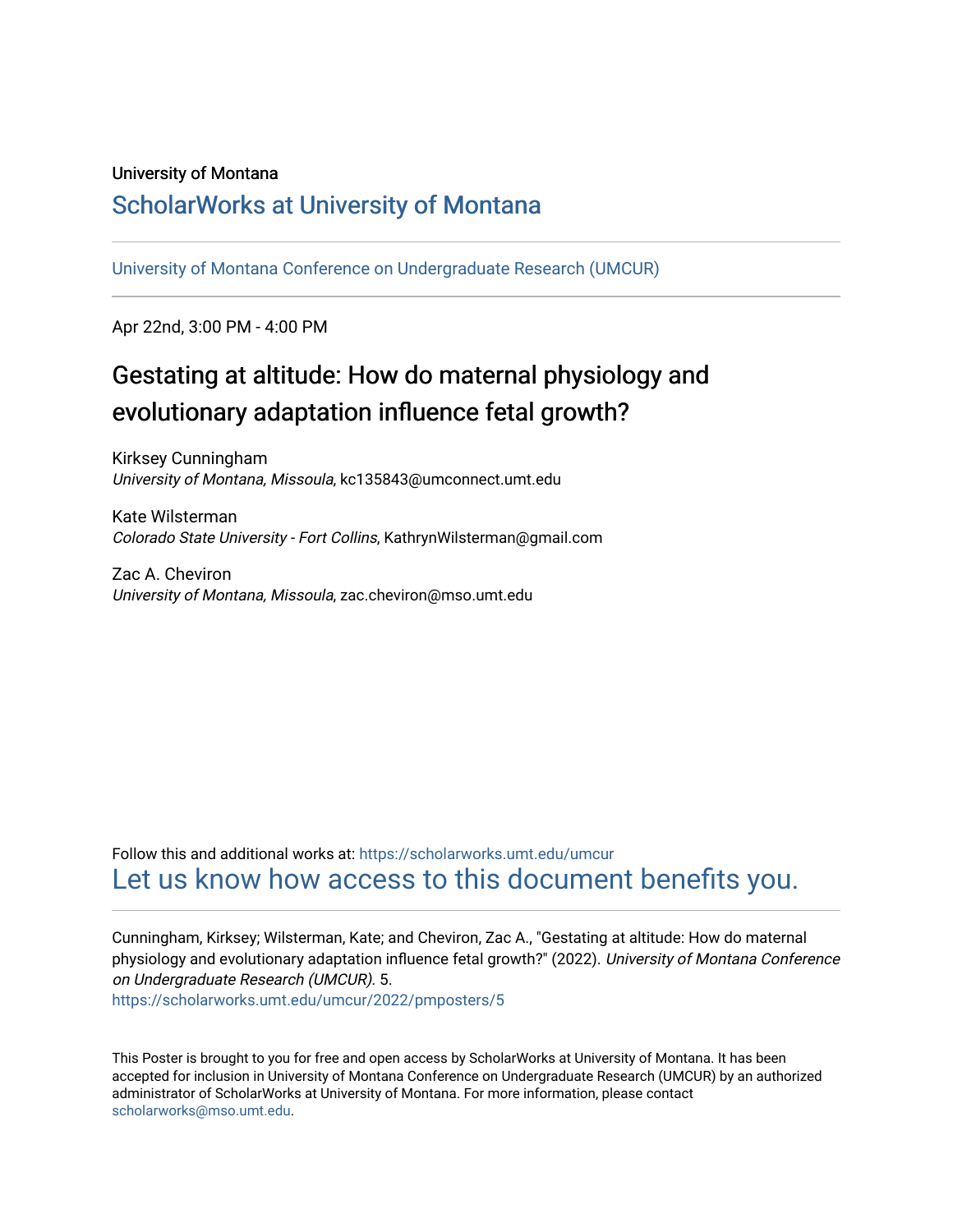University of Montana

## ScholarWorks at University of Montana

University of Montana Conference on Undergraduate Research (UMCUR)

Apr 22nd, 3:00 PM - 4:00 PM

# Gestating at altitude: How do maternal physiology and evolutionary adaptation influence fetal growth?

Kirksey Cunningham
*University of Montana, Missoula*, kc135843@umconnect.umt.edu

Kate Wilsterman
*Colorado State University - Fort Collins*, KathrynWilsterman@gmail.com

Zac A. Cheviron
*University of Montana, Missoula*, zac.cheviron@mso.umt.edu

Follow this and additional works at: https://scholarworks.umt.edu/umcur

Let us know how access to this document benefits you.

Cunningham, Kirksey; Wilsterman, Kate; and Cheviron, Zac A., "Gestating at altitude: How do maternal physiology and evolutionary adaptation influence fetal growth?" (2022). *University of Montana Conference on Undergraduate Research (UMCUR)*. 5.
https://scholarworks.umt.edu/umcur/2022/pmposters/5

This Poster is brought to you for free and open access by ScholarWorks at University of Montana. It has been accepted for inclusion in University of Montana Conference on Undergraduate Research (UMCUR) by an authorized administrator of ScholarWorks at University of Montana. For more information, please contact scholarworks@mso.umt.edu.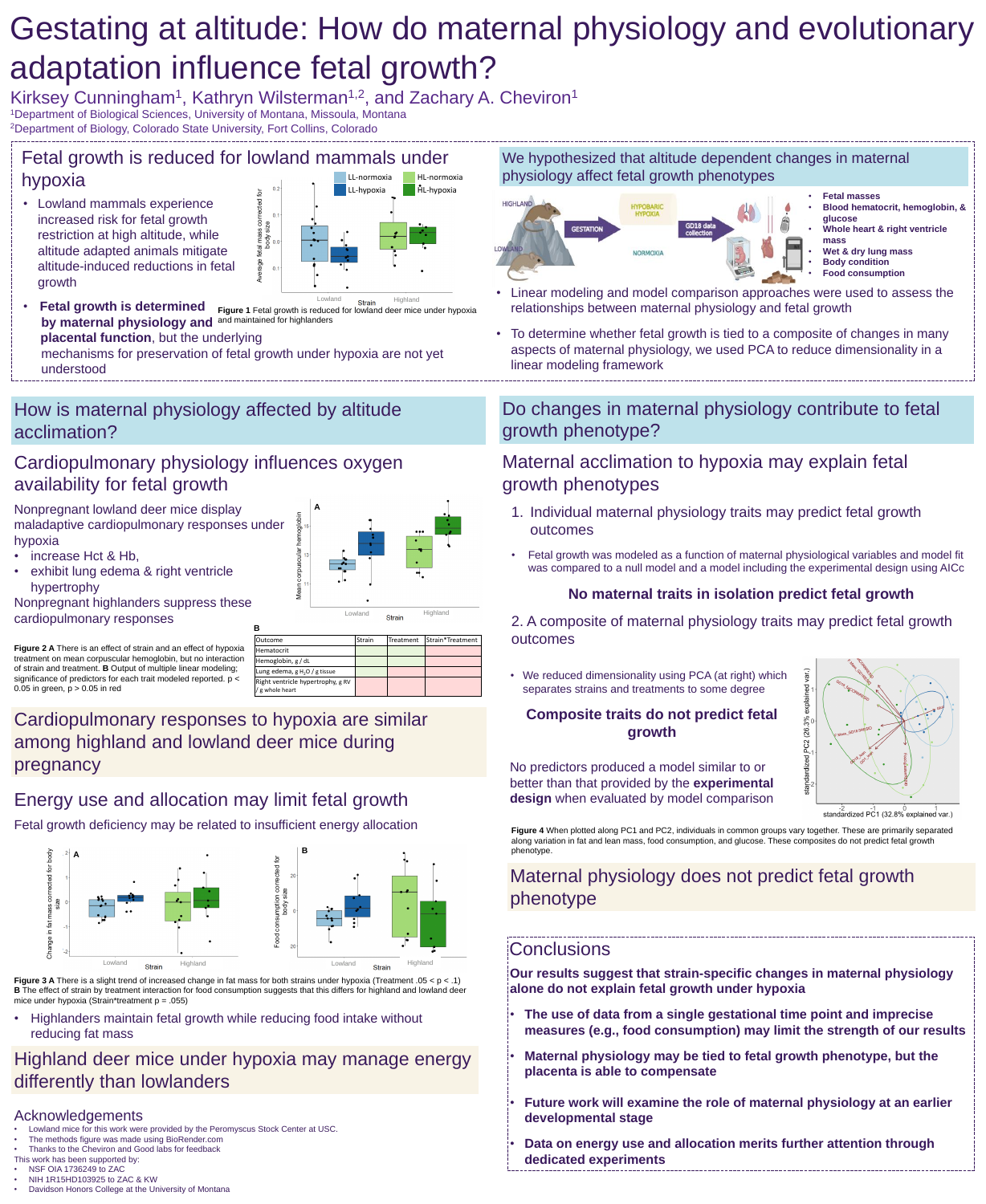# Gestating at altitude: How do maternal physiology and evolutionary adaptation influence fetal growth?

Kirksey Cunningham[1], Kathryn Wilsterman[1,2], and Zachary A. Cheviron[1]

[1]Department of Biological Sciences, University of Montana, Missoula, Montana

[2]Department of Biology, Colorado State University, Fort Collins, Colorado

## Fetal growth is reduced for lowland mammals under hypoxia

- Lowland mammals experience increased risk for fetal growth restriction at high altitude, while altitude adapted animals mitigate altitude-induced reductions in fetal growth
- **Fetal growth is determined by maternal physiology and placental function**, but the underlying mechanisms for preservation of fetal growth under hypoxia are not yet understood

LL-normoxia
LL-hypoxia
HL-normoxia
HL-hypoxia
Average fetal mass corrected for body size
0.2
0.1
0.0
0.1
Lowland
Highland
Strain

**Figure 1** Fetal growth is reduced for lowland deer mice under hypoxia and maintained for highlanders

## We hypothesized that altitude dependent changes in maternal physiology affect fetal growth phenotypes

HIGHLAND
LOWLAND
GESTATION
HYPOBARIC HYPOXIA
NORMOXIA
GD18 data collection

- **Fetal masses**
- **Blood hematocrit, hemoglobin, & glucose**
- **Whole heart & right ventricle mass**
- **Wet & dry lung mass**
- **Body condition**
- **Food consumption**

- Linear modeling and model comparison approaches were used to assess the relationships between maternal physiology and fetal growth
- To determine whether fetal growth is tied to a composite of changes in many aspects of maternal physiology, we used PCA to reduce dimensionality in a linear modeling framework

## How is maternal physiology affected by altitude acclimation?

### Cardiopulmonary physiology influences oxygen availability for fetal growth

Nonpregnant lowland deer mice display maladaptive cardiopulmonary responses under hypoxia

- increase Hct & Hb,
- exhibit lung edema & right ventricle hypertrophy

Nonpregnant highlanders suppress these cardiopulmonary responses

A
Mean corpuscular hemoglobin
15
13
11
Lowland
Highland
Strain

B

| Outcome | Strain | Treatment | Strain*Treatment |
|---|---|---|---|
| Hematocrit | | | |
| Hemoglobin, g / dL | | | |
| Lung edema, g $H_2O$ / g tissue | | | |
| Right ventricle hypertrophy, g RV / g whole heart | | | |

**Figure 2 A** There is an effect of strain and an effect of hypoxia treatment on mean corpuscular hemoglobin, but no interaction of strain and treatment. **B** Output of multiple linear modeling; significance of predictors for each trait modeled reported. $p < 0.05$ in green, $p > 0.05$ in red

### Cardiopulmonary responses to hypoxia are similar among highland and lowland deer mice during pregnancy

### Energy use and allocation may limit fetal growth

Fetal growth deficiency may be related to insufficient energy allocation

A
Change in fat mass corrected for body size
2
1
0
-1
-2
Lowland
Highland
Strain

B
Food consumption corrected for body size
20
0
20
Lowland
Highland
Strain

**Figure 3 A** There is a slight trend of increased change in fat mass for both strains under hypoxia (Treatment $.05 < p < .1$) **B** The effect of strain by treatment interaction for food consumption suggests that this differs for highland and lowland deer mice under hypoxia (Strain*treatment $p = .055$)

- Highlanders maintain fetal growth while reducing food intake without reducing fat mass

### Highland deer mice under hypoxia may manage energy differently than lowlanders

## Do changes in maternal physiology contribute to fetal growth phenotype?

### Maternal acclimation to hypoxia may explain fetal growth phenotypes

1. Individual maternal physiology traits may predict fetal growth outcomes

- Fetal growth was modeled as a function of maternal physiological variables and model fit was compared to a null model and a model including the experimental design using AICc

**No maternal traits in isolation predict fetal growth**

2. A composite of maternal physiology traits may predict fetal growth outcomes

- We reduced dimensionality using PCA (at right) which separates strains and treatments to some degree

**Composite traits do not predict fetal growth**

No predictors produced a model similar to or better than that provided by the **experimental design** when evaluated by model comparison

standardized PC2 (26.3% explained var.)
standardized PC1 (32.8% explained var.)
1
0
-1
-2
-2
-1
0
1

**Figure 4** When plotted along PC1 and PC2, individuals in common groups vary together. These are primarily separated along variation in fat and lean mass, food consumption, and glucose. These composites do not predict fetal growth phenotype.

### Maternal physiology does not predict fetal growth phenotype

## Conclusions

**Our results suggest that strain-specific changes in maternal physiology alone do not explain fetal growth under hypoxia**

- **The use of data from a single gestational time point and imprecise measures (e.g., food consumption) may limit the strength of our results**
- **Maternal physiology may be tied to fetal growth phenotype, but the placenta is able to compensate**
- **Future work will examine the role of maternal physiology at an earlier developmental stage**
- **Data on energy use and allocation merits further attention through dedicated experiments**

## Acknowledgements

- Lowland mice for this work were provided by the Peromyscus Stock Center at USC.
- The methods figure was made using BioRender.com
- Thanks to the Cheviron and Good labs for feedback

This work has been supported by:

- NSF OIA 1736249 to ZAC
- NIH 1R15HD103925 to ZAC & KW
- Davidson Honors College at the University of Montana